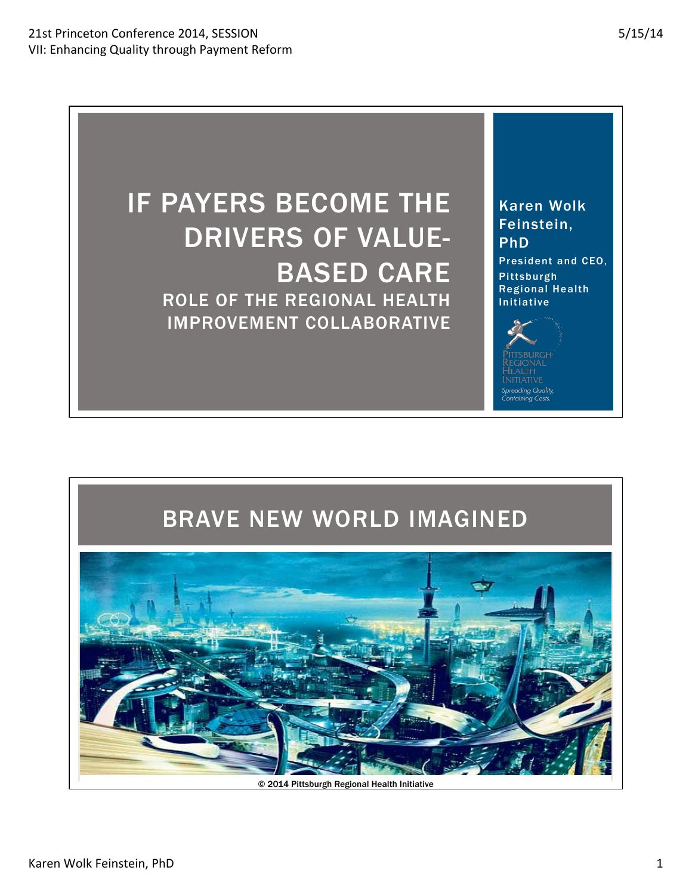# IF PAYERS BECOME THE DRIVERS OF VALUE-BASED CARE

## ROLE OF THE REGIONAL HEALTH IMPROVEMENT COLLABORATIVE

**Karen Wolk Feinstein, PhD**

President and CEO, Pittsburgh Regional Health Initiative

Pittsburgh Regional Health Initiative

*Spreading Quality, Containing Costs.*

# BRAVE NEW WORLD IMAGINED

© 2014 Pittsburgh Regional Health Initiative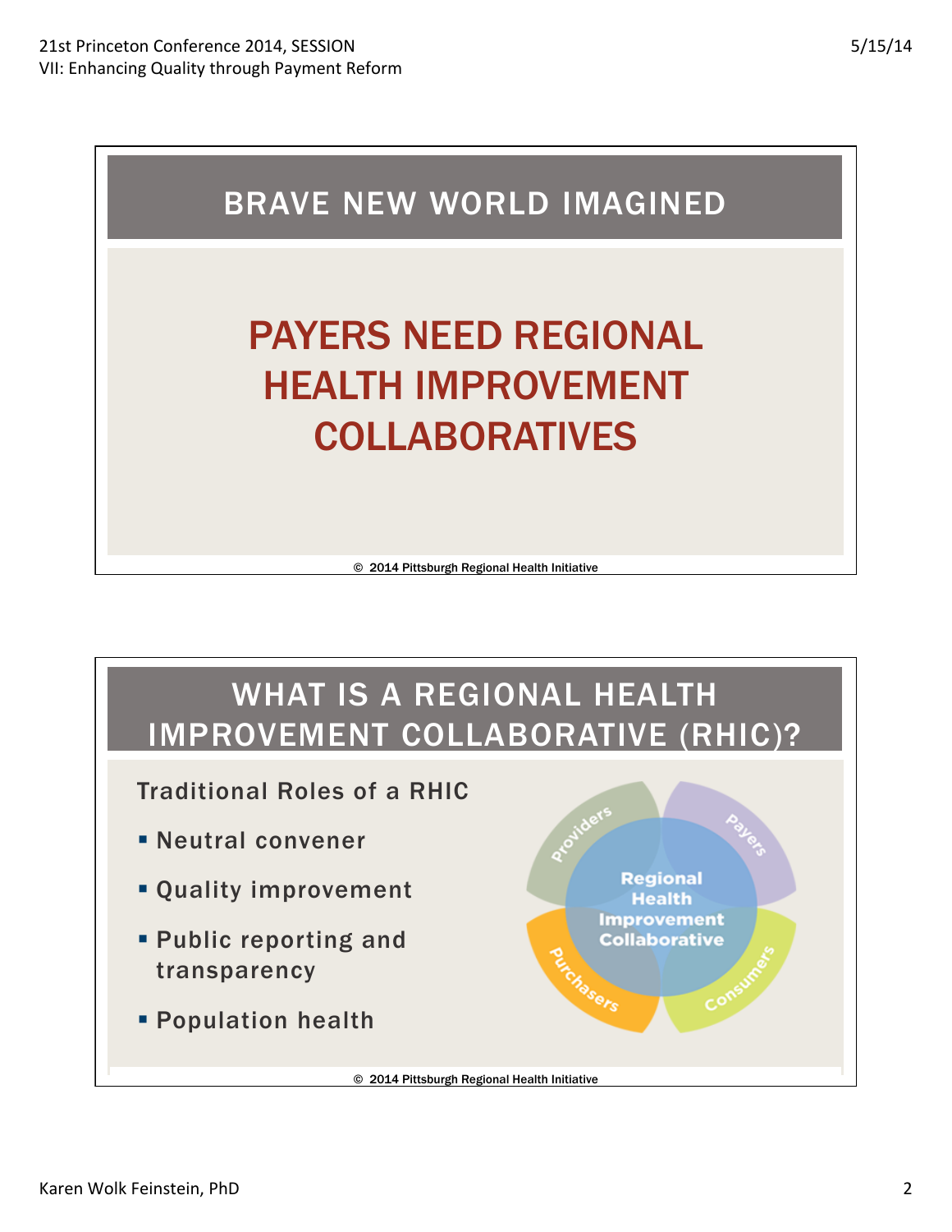## BRAVE NEW WORLD IMAGINED

# PAYERS NEED REGIONAL HEALTH IMPROVEMENT COLLABORATIVES

© 2014 Pittsburgh Regional Health Initiative

## WHAT IS A REGIONAL HEALTH IMPROVEMENT COLLABORATIVE (RHIC)?

Traditional Roles of a RHIC

- Neutral convener
- Quality improvement
- Public reporting and transparency
- Population health

Regional Health Improvement Collaborative

Providers

Payers

Purchasers

Consumers

© 2014 Pittsburgh Regional Health Initiative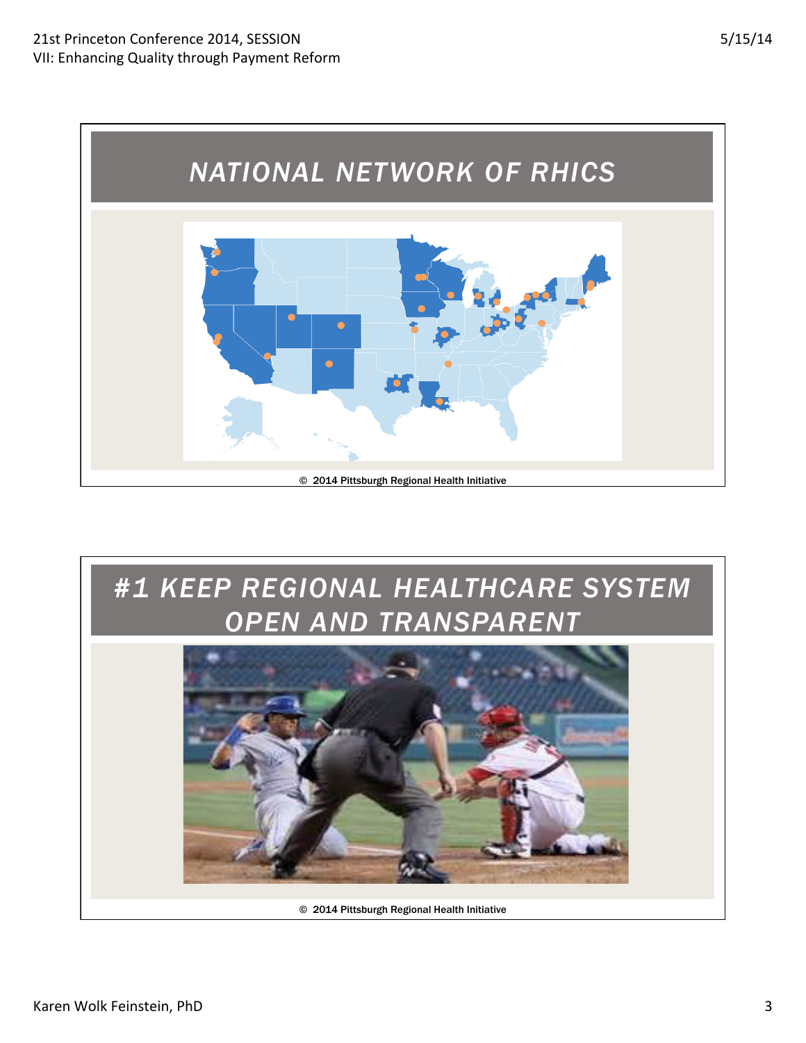## NATIONAL NETWORK OF RHICS

© 2014 Pittsburgh Regional Health Initiative

## #1 KEEP REGIONAL HEALTHCARE SYSTEM OPEN AND TRANSPARENT

© 2014 Pittsburgh Regional Health Initiative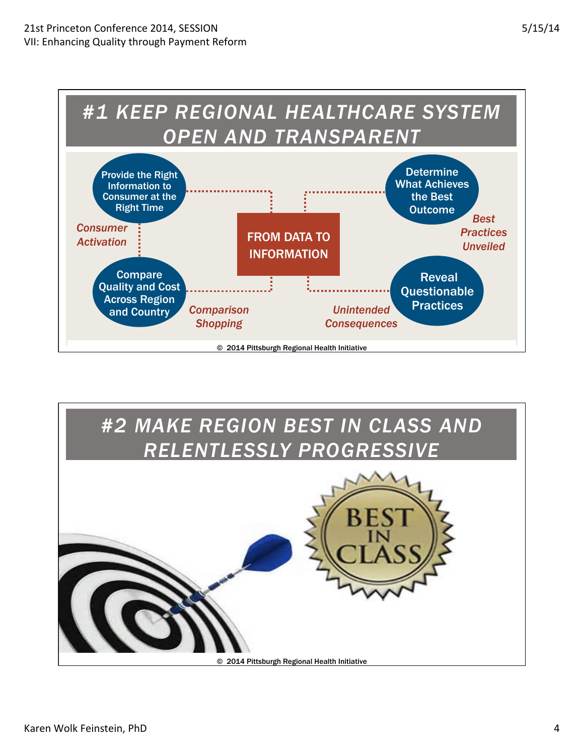# #1 KEEP REGIONAL HEALTHCARE SYSTEM OPEN AND TRANSPARENT

**FROM DATA TO INFORMATION**

- **Provide the Right Information to Consumer at the Right Time**
- *Consumer Activation*
- **Compare Quality and Cost Across Region and Country**
- *Comparison Shopping*
- **Determine What Achieves the Best Outcome**
- *Best Practices Unveiled*
- **Reveal Questionable Practices**
- *Unintended Consequences*

© 2014 Pittsburgh Regional Health Initiative

# #2 MAKE REGION BEST IN CLASS AND RELENTLESSLY PROGRESSIVE

BEST IN CLASS

© 2014 Pittsburgh Regional Health Initiative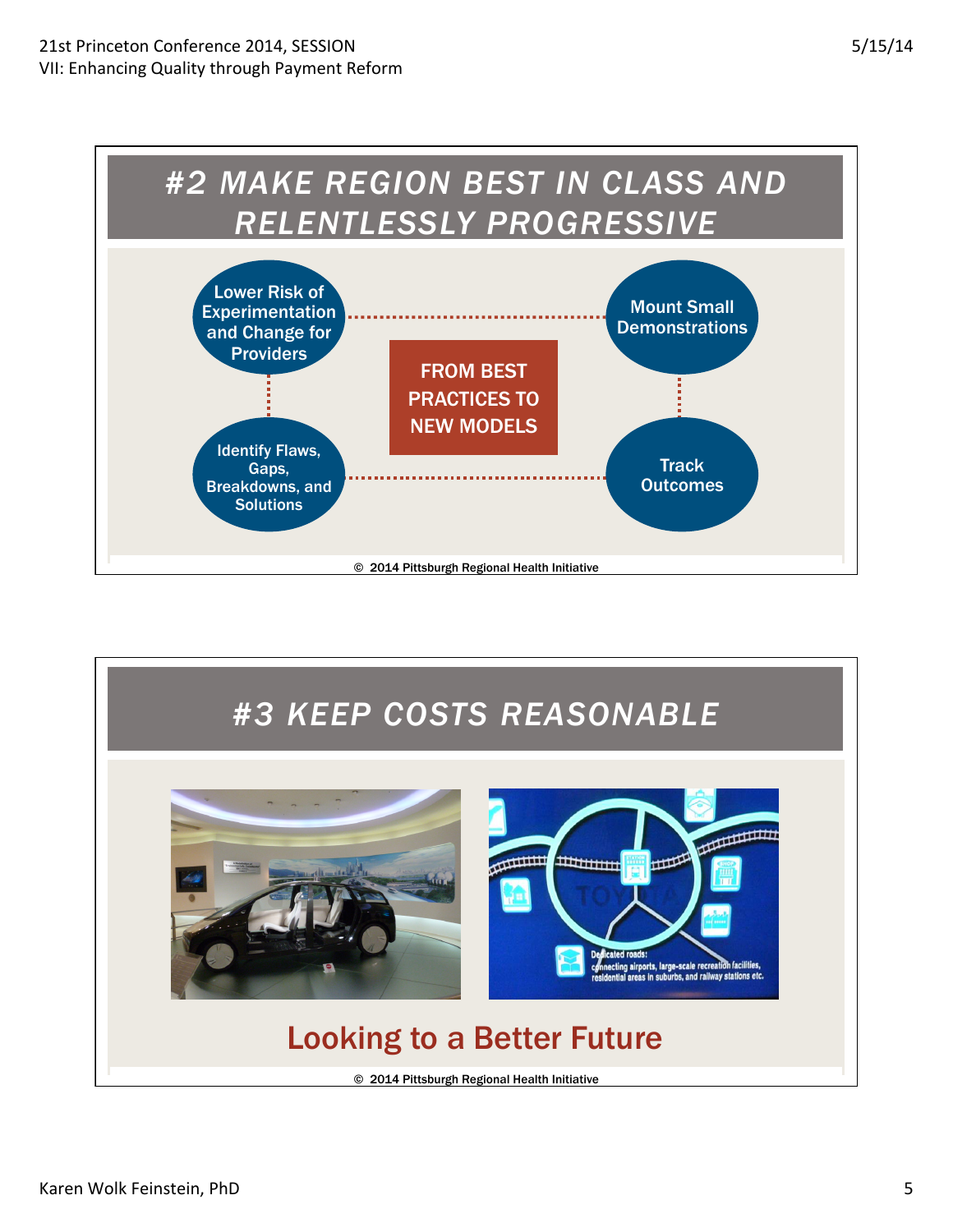## #2 MAKE REGION BEST IN CLASS AND RELENTLESSLY PROGRESSIVE

**FROM BEST PRACTICES TO NEW MODELS**

- Lower Risk of Experimentation and Change for Providers
- Mount Small Demonstrations
- Track Outcomes
- Identify Flaws, Gaps, Breakdowns, and Solutions

© 2014 Pittsburgh Regional Health Initiative

## #3 KEEP COSTS REASONABLE

Looking to a Better Future

© 2014 Pittsburgh Regional Health Initiative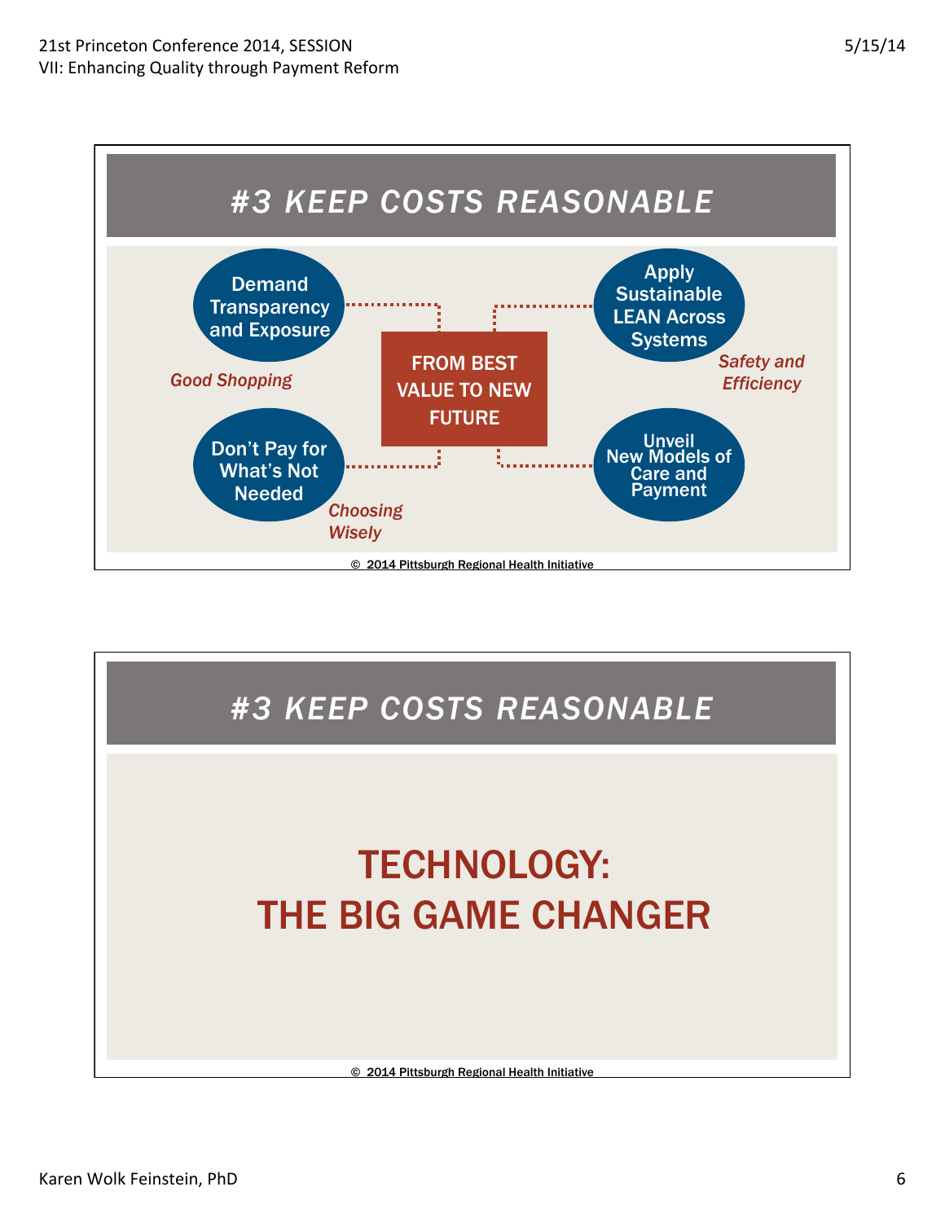## #3 KEEP COSTS REASONABLE

**FROM BEST VALUE TO NEW FUTURE**

- **Demand Transparency and Exposure** — *Good Shopping*
- **Apply Sustainable LEAN Across Systems** — *Safety and Efficiency*
- **Don't Pay for What's Not Needed** — *Choosing Wisely*
- **Unveil New Models of Care and Payment**

© 2014 Pittsburgh Regional Health Initiative

## #3 KEEP COSTS REASONABLE

**TECHNOLOGY: THE BIG GAME CHANGER**

© 2014 Pittsburgh Regional Health Initiative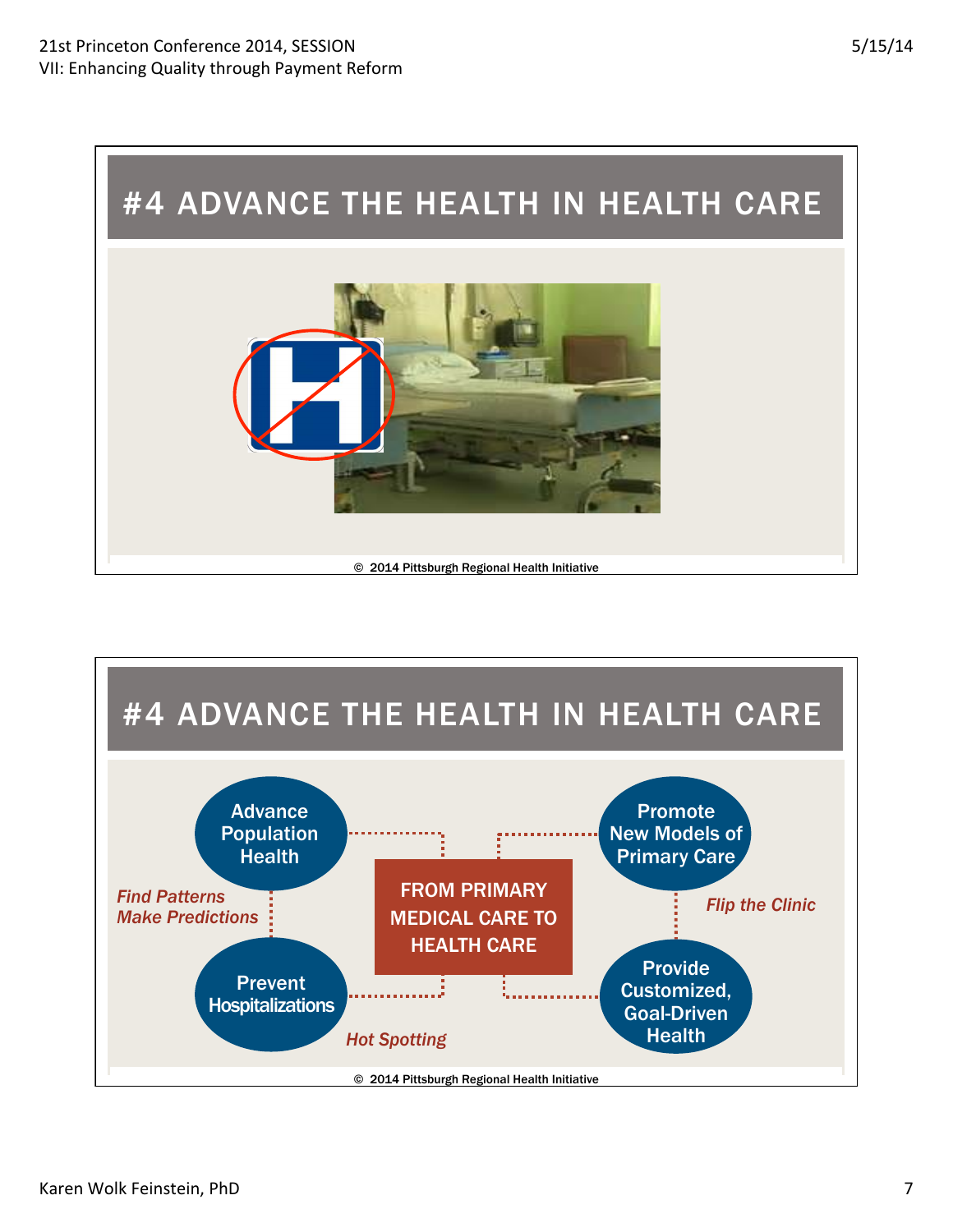## #4 ADVANCE THE HEALTH IN HEALTH CARE

© 2014 Pittsburgh Regional Health Initiative

## #4 ADVANCE THE HEALTH IN HEALTH CARE

**FROM PRIMARY MEDICAL CARE TO HEALTH CARE**

- Advance Population Health
  - *Find Patterns Make Predictions*
- Prevent Hospitalizations
  - *Hot Spotting*
- Promote New Models of Primary Care
  - *Flip the Clinic*
- Provide Customized, Goal-Driven Health

© 2014 Pittsburgh Regional Health Initiative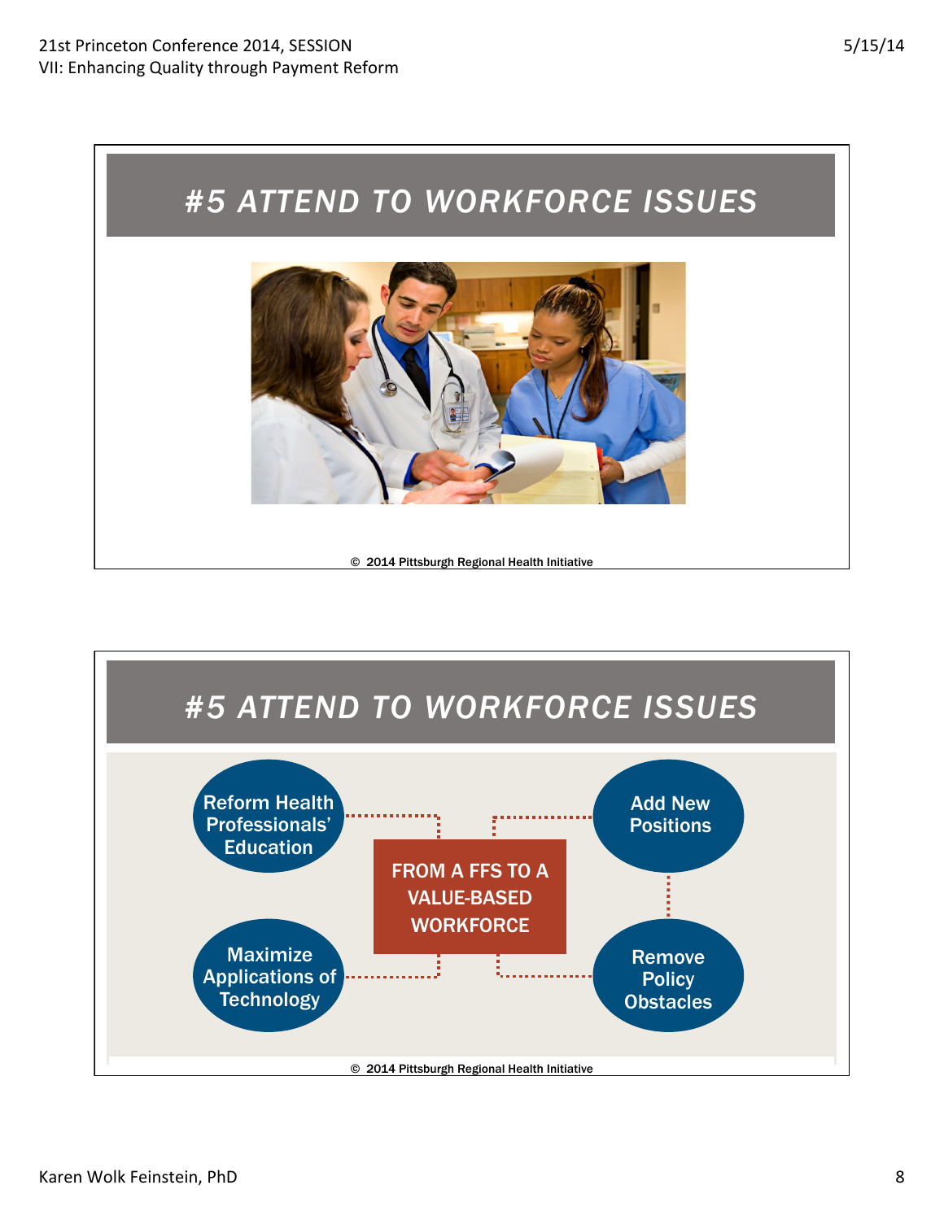# #5 ATTEND TO WORKFORCE ISSUES

© 2014 Pittsburgh Regional Health Initiative

# #5 ATTEND TO WORKFORCE ISSUES

**FROM A FFS TO A VALUE-BASED WORKFORCE**

- Reform Health Professionals' Education
- Add New Positions
- Maximize Applications of Technology
- Remove Policy Obstacles

© 2014 Pittsburgh Regional Health Initiative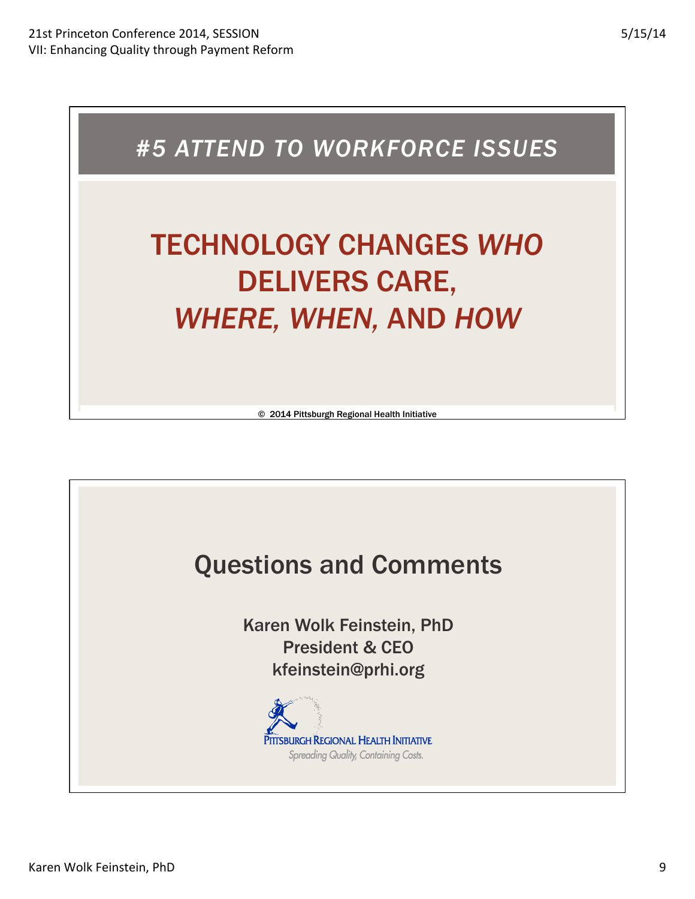## #5 ATTEND TO WORKFORCE ISSUES

# TECHNOLOGY CHANGES *WHO* DELIVERS CARE, *WHERE, WHEN,* AND *HOW*

© 2014 Pittsburgh Regional Health Initiative

# Questions and Comments

Karen Wolk Feinstein, PhD
President & CEO
kfeinstein@prhi.org

PITTSBURGH REGIONAL HEALTH INITIATIVE
*Spreading Quality, Containing Costs.*